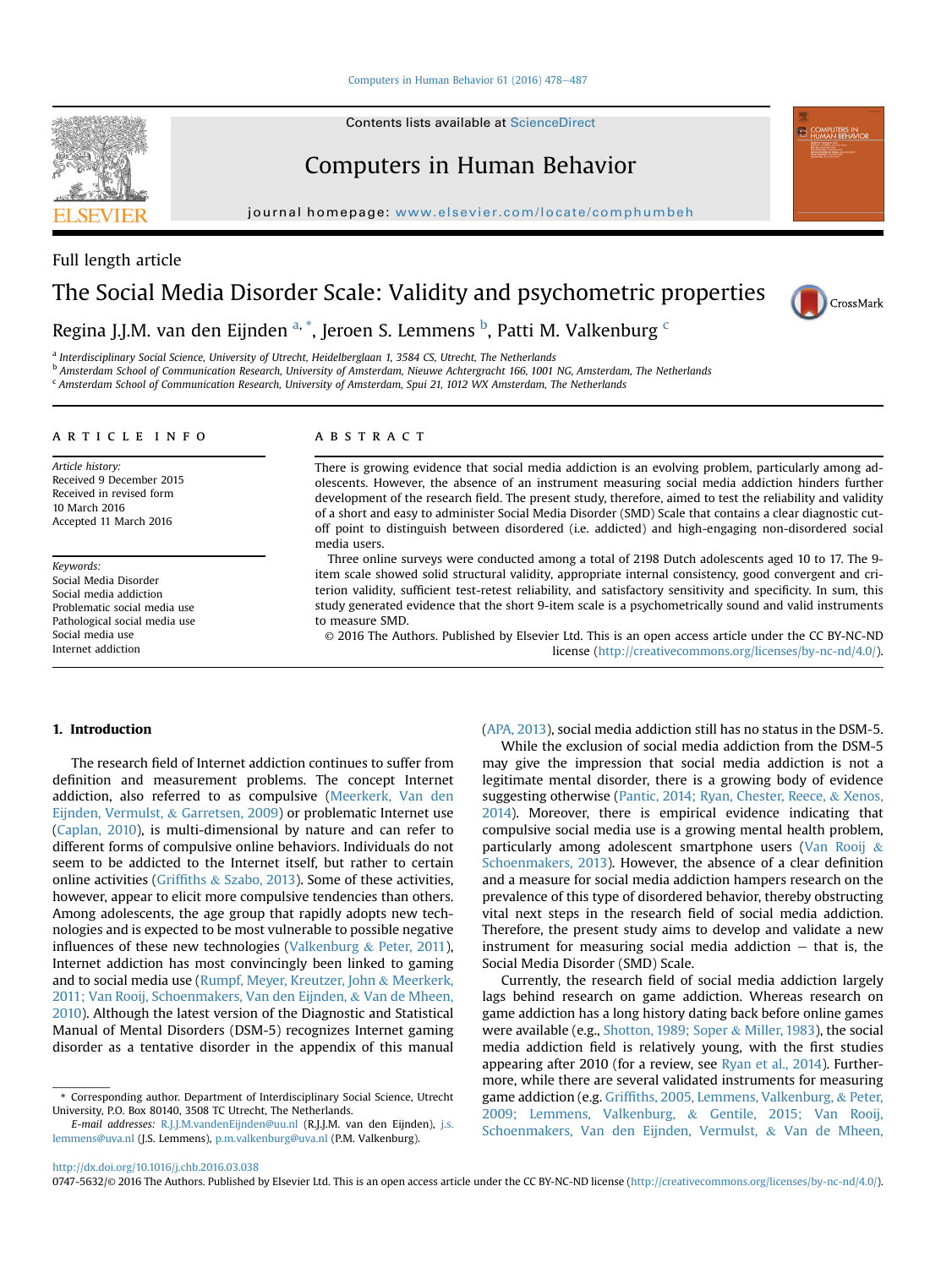Full length article

# The Social Media Disorder Scale: Validity and psychometric properties

Regina J.J.M. van den Eijnden [a,*], Jeroen S. Lemmens [b], Patti M. Valkenburg [c]

[a] Interdisciplinary Social Science, University of Utrecht, Heidelberglaan 1, 3584 CS, Utrecht, The Netherlands
[b] Amsterdam School of Communication Research, University of Amsterdam, Nieuwe Achtergracht 166, 1001 NG, Amsterdam, The Netherlands
[c] Amsterdam School of Communication Research, University of Amsterdam, Spui 21, 1012 WX Amsterdam, The Netherlands

## ARTICLE INFO

*Article history:*
Received 9 December 2015
Received in revised form
10 March 2016
Accepted 11 March 2016

*Keywords:*
Social Media Disorder
Social media addiction
Problematic social media use
Pathological social media use
Social media use
Internet addiction

## ABSTRACT

There is growing evidence that social media addiction is an evolving problem, particularly among adolescents. However, the absence of an instrument measuring social media addiction hinders further development of the research field. The present study, therefore, aimed to test the reliability and validity of a short and easy to administer Social Media Disorder (SMD) Scale that contains a clear diagnostic cut-off point to distinguish between disordered (i.e. addicted) and high-engaging non-disordered social media users.

Three online surveys were conducted among a total of 2198 Dutch adolescents aged 10 to 17. The 9-item scale showed solid structural validity, appropriate internal consistency, good convergent and criterion validity, sufficient test-retest reliability, and satisfactory sensitivity and specificity. In sum, this study generated evidence that the short 9-item scale is a psychometrically sound and valid instruments to measure SMD.

© 2016 The Authors. Published by Elsevier Ltd. This is an open access article under the CC BY-NC-ND license (http://creativecommons.org/licenses/by-nc-nd/4.0/).

## 1. Introduction

The research field of Internet addiction continues to suffer from definition and measurement problems. The concept Internet addiction, also referred to as compulsive (Meerkerk, Van den Eijnden, Vermulst, & Garretsen, 2009) or problematic Internet use (Caplan, 2010), is multi-dimensional by nature and can refer to different forms of compulsive online behaviors. Individuals do not seem to be addicted to the Internet itself, but rather to certain online activities (Griffiths & Szabo, 2013). Some of these activities, however, appear to elicit more compulsive tendencies than others. Among adolescents, the age group that rapidly adopts new technologies and is expected to be most vulnerable to possible negative influences of these new technologies (Valkenburg & Peter, 2011), Internet addiction has most convincingly been linked to gaming and to social media use (Rumpf, Meyer, Kreutzer, John & Meerkerk, 2011; Van Rooij, Schoenmakers, Van den Eijnden, & Van de Mheen, 2010). Although the latest version of the Diagnostic and Statistical Manual of Mental Disorders (DSM-5) recognizes Internet gaming disorder as a tentative disorder in the appendix of this manual (APA, 2013), social media addiction still has no status in the DSM-5.

While the exclusion of social media addiction from the DSM-5 may give the impression that social media addiction is not a legitimate mental disorder, there is a growing body of evidence suggesting otherwise (Pantic, 2014; Ryan, Chester, Reece, & Xenos, 2014). Moreover, there is empirical evidence indicating that compulsive social media use is a growing mental health problem, particularly among adolescent smartphone users (Van Rooij & Schoenmakers, 2013). However, the absence of a clear definition and a measure for social media addiction hampers research on the prevalence of this type of disordered behavior, thereby obstructing vital next steps in the research field of social media addiction. Therefore, the present study aims to develop and validate a new instrument for measuring social media addiction – that is, the Social Media Disorder (SMD) Scale.

Currently, the research field of social media addiction largely lags behind research on game addiction. Whereas research on game addiction has a long history dating back before online games were available (e.g., Shotton, 1989; Soper & Miller, 1983), the social media addiction field is relatively young, with the first studies appearing after 2010 (for a review, see Ryan et al., 2014). Furthermore, while there are several validated instruments for measuring game addiction (e.g. Griffiths, 2005, Lemmens, Valkenburg, & Peter, 2009; Lemmens, Valkenburg, & Gentile, 2015; Van Rooij, Schoenmakers, Van den Eijnden, Vermulst, & Van de Mheen,

\* Corresponding author. Department of Interdisciplinary Social Science, Utrecht University, P.O. Box 80140, 3508 TC Utrecht, The Netherlands.
*E-mail addresses:* R.J.J.M.vandenEijnden@uu.nl (R.J.J.M. van den Eijnden), j.s.lemmens@uva.nl (J.S. Lemmens), p.m.valkenburg@uva.nl (P.M. Valkenburg).

http://dx.doi.org/10.1016/j.chb.2016.03.038
0747-5632/© 2016 The Authors. Published by Elsevier Ltd. This is an open access article under the CC BY-NC-ND license (http://creativecommons.org/licenses/by-nc-nd/4.0/).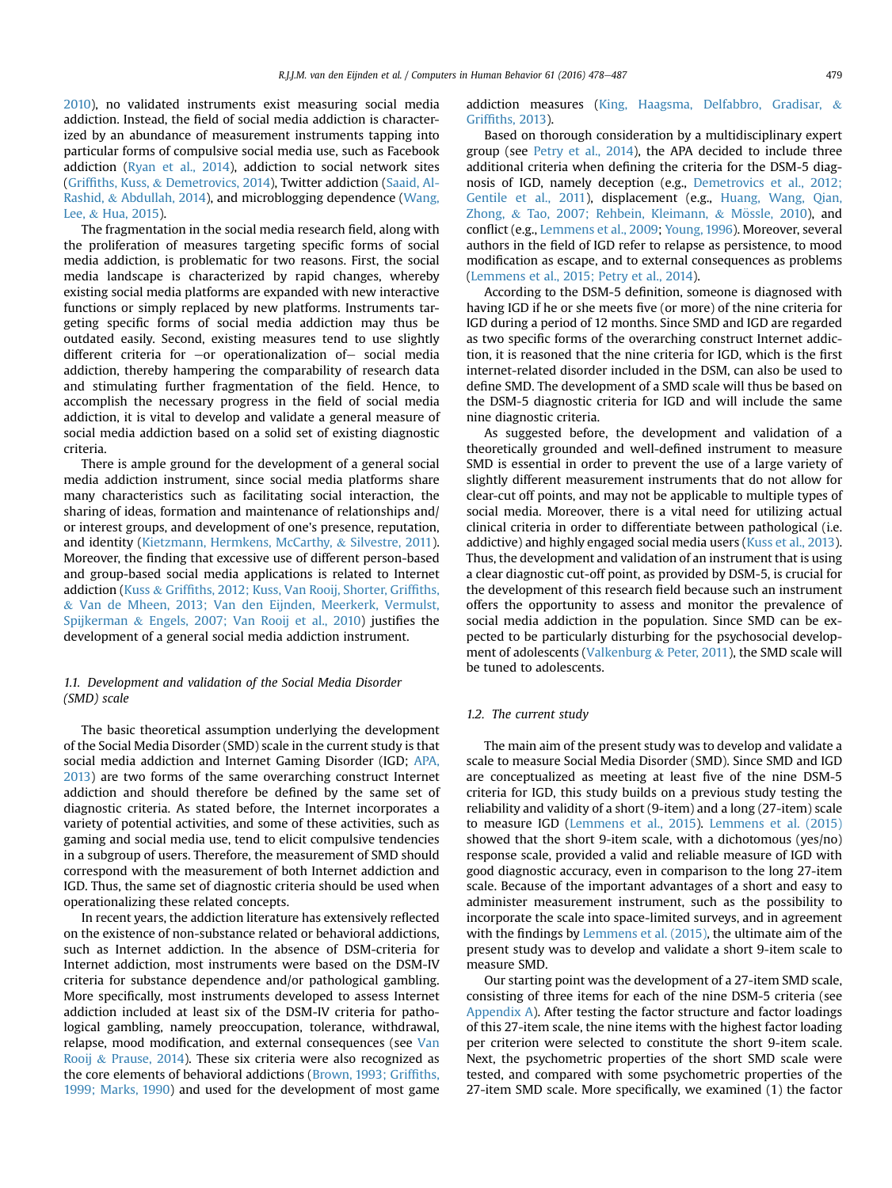2010), no validated instruments exist measuring social media addiction. Instead, the field of social media addiction is characterized by an abundance of measurement instruments tapping into particular forms of compulsive social media use, such as Facebook addiction (Ryan et al., 2014), addiction to social network sites (Griffiths, Kuss, & Demetrovics, 2014), Twitter addiction (Saaid, Al-Rashid, & Abdullah, 2014), and microblogging dependence (Wang, Lee, & Hua, 2015).

The fragmentation in the social media research field, along with the proliferation of measures targeting specific forms of social media addiction, is problematic for two reasons. First, the social media landscape is characterized by rapid changes, whereby existing social media platforms are expanded with new interactive functions or simply replaced by new platforms. Instruments targeting specific forms of social media addiction may thus be outdated easily. Second, existing measures tend to use slightly different criteria for −or operationalization of− social media addiction, thereby hampering the comparability of research data and stimulating further fragmentation of the field. Hence, to accomplish the necessary progress in the field of social media addiction, it is vital to develop and validate a general measure of social media addiction based on a solid set of existing diagnostic criteria.

There is ample ground for the development of a general social media addiction instrument, since social media platforms share many characteristics such as facilitating social interaction, the sharing of ideas, formation and maintenance of relationships and/or interest groups, and development of one's presence, reputation, and identity (Kietzmann, Hermkens, McCarthy, & Silvestre, 2011). Moreover, the finding that excessive use of different person-based and group-based social media applications is related to Internet addiction (Kuss & Griffiths, 2012; Kuss, Van Rooij, Shorter, Griffiths, & Van de Mheen, 2013; Van den Eijnden, Meerkerk, Vermulst, Spijkerman & Engels, 2007; Van Rooij et al., 2010) justifies the development of a general social media addiction instrument.

### 1.1. Development and validation of the Social Media Disorder (SMD) scale

The basic theoretical assumption underlying the development of the Social Media Disorder (SMD) scale in the current study is that social media addiction and Internet Gaming Disorder (IGD; APA, 2013) are two forms of the same overarching construct Internet addiction and should therefore be defined by the same set of diagnostic criteria. As stated before, the Internet incorporates a variety of potential activities, and some of these activities, such as gaming and social media use, tend to elicit compulsive tendencies in a subgroup of users. Therefore, the measurement of SMD should correspond with the measurement of both Internet addiction and IGD. Thus, the same set of diagnostic criteria should be used when operationalizing these related concepts.

In recent years, the addiction literature has extensively reflected on the existence of non-substance related or behavioral addictions, such as Internet addiction. In the absence of DSM-criteria for Internet addiction, most instruments were based on the DSM-IV criteria for substance dependence and/or pathological gambling. More specifically, most instruments developed to assess Internet addiction included at least six of the DSM-IV criteria for pathological gambling, namely preoccupation, tolerance, withdrawal, relapse, mood modification, and external consequences (see Van Rooij & Prause, 2014). These six criteria were also recognized as the core elements of behavioral addictions (Brown, 1993; Griffiths, 1999; Marks, 1990) and used for the development of most game addiction measures (King, Haagsma, Delfabbro, Gradisar, & Griffiths, 2013).

Based on thorough consideration by a multidisciplinary expert group (see Petry et al., 2014), the APA decided to include three additional criteria when defining the criteria for the DSM-5 diagnosis of IGD, namely deception (e.g., Demetrovics et al., 2012; Gentile et al., 2011), displacement (e.g., Huang, Wang, Qian, Zhong, & Tao, 2007; Rehbein, Kleimann, & Mössle, 2010), and conflict (e.g., Lemmens et al., 2009; Young, 1996). Moreover, several authors in the field of IGD refer to relapse as persistence, to mood modification as escape, and to external consequences as problems (Lemmens et al., 2015; Petry et al., 2014).

According to the DSM-5 definition, someone is diagnosed with having IGD if he or she meets five (or more) of the nine criteria for IGD during a period of 12 months. Since SMD and IGD are regarded as two specific forms of the overarching construct Internet addiction, it is reasoned that the nine criteria for IGD, which is the first internet-related disorder included in the DSM, can also be used to define SMD. The development of a SMD scale will thus be based on the DSM-5 diagnostic criteria for IGD and will include the same nine diagnostic criteria.

As suggested before, the development and validation of a theoretically grounded and well-defined instrument to measure SMD is essential in order to prevent the use of a large variety of slightly different measurement instruments that do not allow for clear-cut off points, and may not be applicable to multiple types of social media. Moreover, there is a vital need for utilizing actual clinical criteria in order to differentiate between pathological (i.e. addictive) and highly engaged social media users (Kuss et al., 2013). Thus, the development and validation of an instrument that is using a clear diagnostic cut-off point, as provided by DSM-5, is crucial for the development of this research field because such an instrument offers the opportunity to assess and monitor the prevalence of social media addiction in the population. Since SMD can be expected to be particularly disturbing for the psychosocial development of adolescents (Valkenburg & Peter, 2011), the SMD scale will be tuned to adolescents.

### 1.2. The current study

The main aim of the present study was to develop and validate a scale to measure Social Media Disorder (SMD). Since SMD and IGD are conceptualized as meeting at least five of the nine DSM-5 criteria for IGD, this study builds on a previous study testing the reliability and validity of a short (9-item) and a long (27-item) scale to measure IGD (Lemmens et al., 2015). Lemmens et al. (2015) showed that the short 9-item scale, with a dichotomous (yes/no) response scale, provided a valid and reliable measure of IGD with good diagnostic accuracy, even in comparison to the long 27-item scale. Because of the important advantages of a short and easy to administer measurement instrument, such as the possibility to incorporate the scale into space-limited surveys, and in agreement with the findings by Lemmens et al. (2015), the ultimate aim of the present study was to develop and validate a short 9-item scale to measure SMD.

Our starting point was the development of a 27-item SMD scale, consisting of three items for each of the nine DSM-5 criteria (see Appendix A). After testing the factor structure and factor loadings of this 27-item scale, the nine items with the highest factor loading per criterion were selected to constitute the short 9-item scale. Next, the psychometric properties of the short SMD scale were tested, and compared with some psychometric properties of the 27-item SMD scale. More specifically, we examined (1) the factor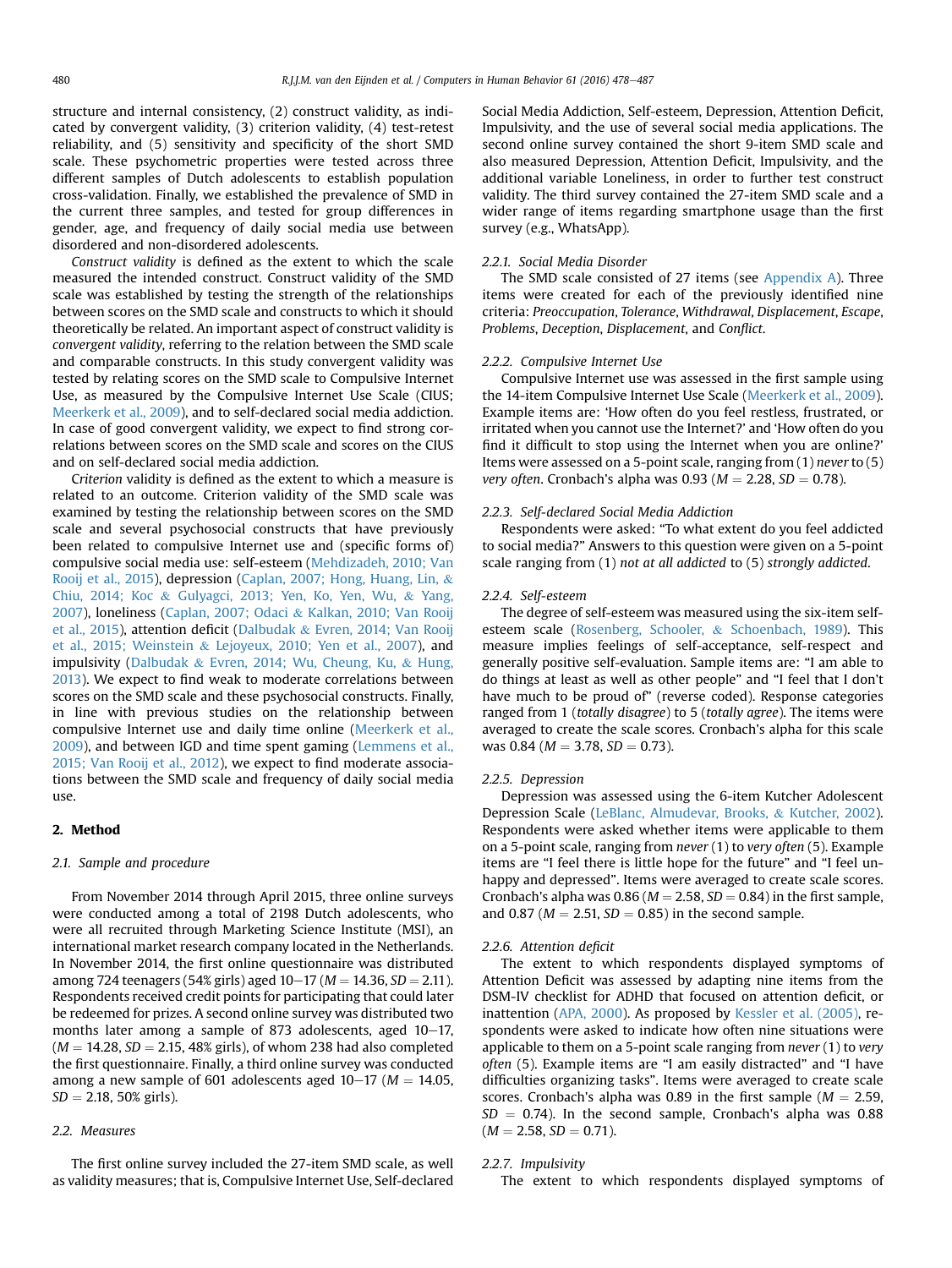structure and internal consistency, (2) construct validity, as indicated by convergent validity, (3) criterion validity, (4) test-retest reliability, and (5) sensitivity and specificity of the short SMD scale. These psychometric properties were tested across three different samples of Dutch adolescents to establish population cross-validation. Finally, we established the prevalence of SMD in the current three samples, and tested for group differences in gender, age, and frequency of daily social media use between disordered and non-disordered adolescents.

*Construct validity* is defined as the extent to which the scale measured the intended construct. Construct validity of the SMD scale was established by testing the strength of the relationships between scores on the SMD scale and constructs to which it should theoretically be related. An important aspect of construct validity is *convergent validity*, referring to the relation between the SMD scale and comparable constructs. In this study convergent validity was tested by relating scores on the SMD scale to Compulsive Internet Use, as measured by the Compulsive Internet Use Scale (CIUS; Meerkerk et al., 2009), and to self-declared social media addiction. In case of good convergent validity, we expect to find strong correlations between scores on the SMD scale and scores on the CIUS and on self-declared social media addiction.

*Criterion* validity is defined as the extent to which a measure is related to an outcome. Criterion validity of the SMD scale was examined by testing the relationship between scores on the SMD scale and several psychosocial constructs that have previously been related to compulsive Internet use and (specific forms of) compulsive social media use: self-esteem (Mehdizadeh, 2010; Van Rooij et al., 2015), depression (Caplan, 2007; Hong, Huang, Lin, & Chiu, 2014; Koc & Gulyagci, 2013; Yen, Ko, Yen, Wu, & Yang, 2007), loneliness (Caplan, 2007; Odaci & Kalkan, 2010; Van Rooij et al., 2015), attention deficit (Dalbudak & Evren, 2014; Van Rooij et al., 2015; Weinstein & Lejoyeux, 2010; Yen et al., 2007), and impulsivity (Dalbudak & Evren, 2014; Wu, Cheung, Ku, & Hung, 2013). We expect to find weak to moderate correlations between scores on the SMD scale and these psychosocial constructs. Finally, in line with previous studies on the relationship between compulsive Internet use and daily time online (Meerkerk et al., 2009), and between IGD and time spent gaming (Lemmens et al., 2015; Van Rooij et al., 2012), we expect to find moderate associations between the SMD scale and frequency of daily social media use.

## 2. Method

### 2.1. Sample and procedure

From November 2014 through April 2015, three online surveys were conducted among a total of 2198 Dutch adolescents, who were all recruited through Marketing Science Institute (MSI), an international market research company located in the Netherlands. In November 2014, the first online questionnaire was distributed among 724 teenagers (54% girls) aged 10–17 ($M = 14.36$, $SD = 2.11$). Respondents received credit points for participating that could later be redeemed for prizes. A second online survey was distributed two months later among a sample of 873 adolescents, aged 10–17, ($M = 14.28$, $SD = 2.15$, 48% girls), of whom 238 had also completed the first questionnaire. Finally, a third online survey was conducted among a new sample of 601 adolescents aged 10–17 ($M = 14.05$, $SD = 2.18$, 50% girls).

### 2.2. Measures

The first online survey included the 27-item SMD scale, as well as validity measures; that is, Compulsive Internet Use, Self-declared Social Media Addiction, Self-esteem, Depression, Attention Deficit, Impulsivity, and the use of several social media applications. The second online survey contained the short 9-item SMD scale and also measured Depression, Attention Deficit, Impulsivity, and the additional variable Loneliness, in order to further test construct validity. The third survey contained the 27-item SMD scale and a wider range of items regarding smartphone usage than the first survey (e.g., WhatsApp).

#### 2.2.1. Social Media Disorder

The SMD scale consisted of 27 items (see Appendix A). Three items were created for each of the previously identified nine criteria: *Preoccupation*, *Tolerance*, *Withdrawal*, *Displacement*, *Escape*, *Problems*, *Deception*, *Displacement*, and *Conflict*.

#### 2.2.2. Compulsive Internet Use

Compulsive Internet use was assessed in the first sample using the 14-item Compulsive Internet Use Scale (Meerkerk et al., 2009). Example items are: 'How often do you feel restless, frustrated, or irritated when you cannot use the Internet?' and 'How often do you find it difficult to stop using the Internet when you are online?' Items were assessed on a 5-point scale, ranging from (1) *never* to (5) *very often*. Cronbach's alpha was 0.93 ($M = 2.28$, $SD = 0.78$).

#### 2.2.3. Self-declared Social Media Addiction

Respondents were asked: "To what extent do you feel addicted to social media?" Answers to this question were given on a 5-point scale ranging from (1) *not at all addicted* to (5) *strongly addicted*.

#### 2.2.4. Self-esteem

The degree of self-esteem was measured using the six-item self-esteem scale (Rosenberg, Schooler, & Schoenbach, 1989). This measure implies feelings of self-acceptance, self-respect and generally positive self-evaluation. Sample items are: "I am able to do things at least as well as other people" and "I feel that I don't have much to be proud of" (reverse coded). Response categories ranged from 1 (*totally disagree*) to 5 (*totally agree*). The items were averaged to create the scale scores. Cronbach's alpha for this scale was 0.84 ($M = 3.78$, $SD = 0.73$).

#### 2.2.5. Depression

Depression was assessed using the 6-item Kutcher Adolescent Depression Scale (LeBlanc, Almudevar, Brooks, & Kutcher, 2002). Respondents were asked whether items were applicable to them on a 5-point scale, ranging from *never* (1) to *very often* (5). Example items are "I feel there is little hope for the future" and "I feel unhappy and depressed". Items were averaged to create scale scores. Cronbach's alpha was 0.86 ($M = 2.58$, $SD = 0.84$) in the first sample, and 0.87 ($M = 2.51$, $SD = 0.85$) in the second sample.

#### 2.2.6. Attention deficit

The extent to which respondents displayed symptoms of Attention Deficit was assessed by adapting nine items from the DSM-IV checklist for ADHD that focused on attention deficit, or inattention (APA, 2000). As proposed by Kessler et al. (2005), respondents were asked to indicate how often nine situations were applicable to them on a 5-point scale ranging from *never* (1) to *very often* (5). Example items are "I am easily distracted" and "I have difficulties organizing tasks". Items were averaged to create scale scores. Cronbach's alpha was 0.89 in the first sample ($M = 2.59$, $SD = 0.74$). In the second sample, Cronbach's alpha was 0.88 ($M = 2.58$, $SD = 0.71$).

#### 2.2.7. Impulsivity

The extent to which respondents displayed symptoms of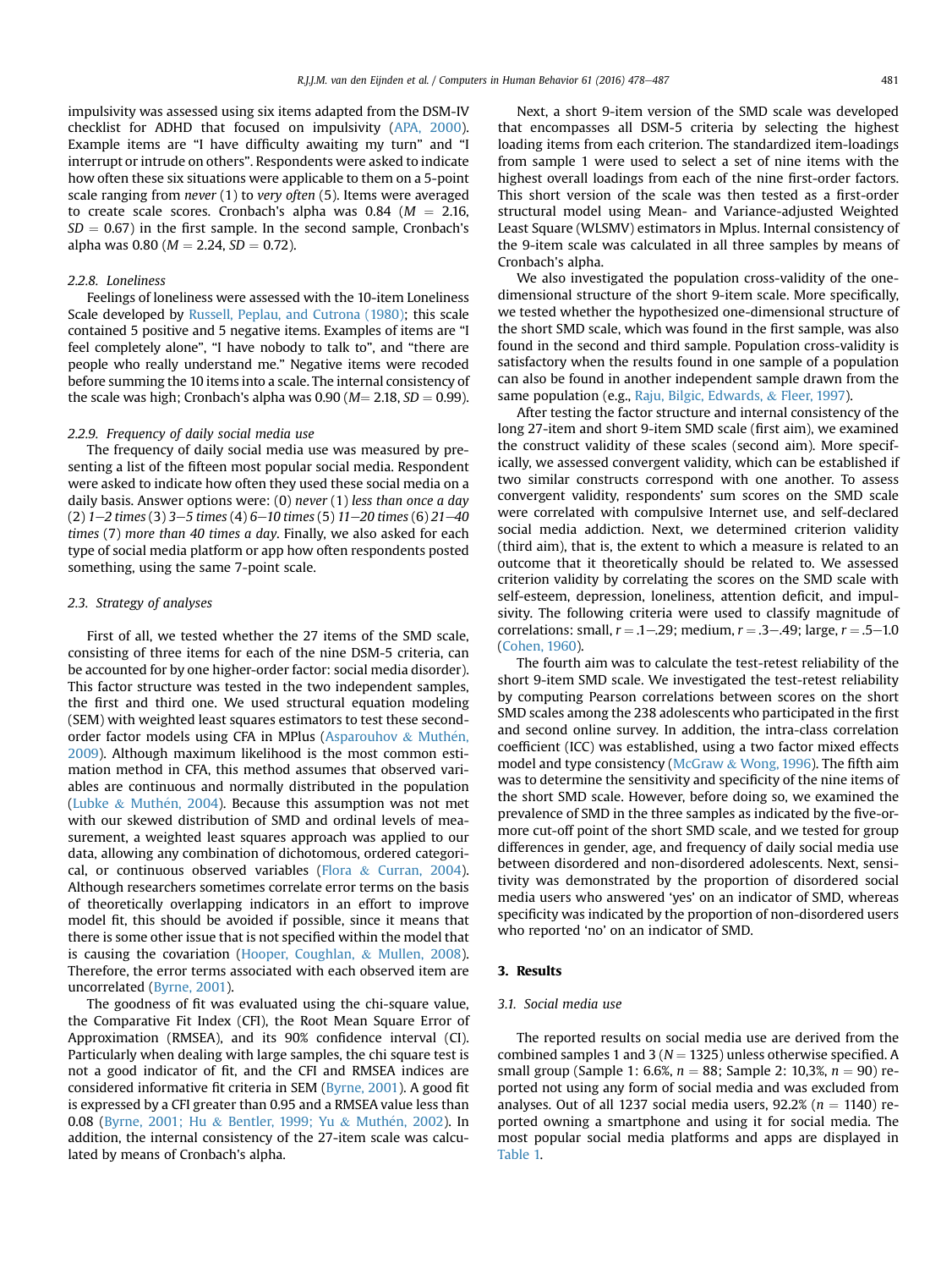impulsivity was assessed using six items adapted from the DSM-IV checklist for ADHD that focused on impulsivity (APA, 2000). Example items are "I have difficulty awaiting my turn" and "I interrupt or intrude on others". Respondents were asked to indicate how often these six situations were applicable to them on a 5-point scale ranging from *never* (1) to *very often* (5). Items were averaged to create scale scores. Cronbach's alpha was 0.84 ($M = 2.16$, $SD = 0.67$) in the first sample. In the second sample, Cronbach's alpha was 0.80 ($M = 2.24$, $SD = 0.72$).

#### 2.2.8. Loneliness

Feelings of loneliness were assessed with the 10-item Loneliness Scale developed by Russell, Peplau, and Cutrona (1980); this scale contained 5 positive and 5 negative items. Examples of items are "I feel completely alone", "I have nobody to talk to", and "there are people who really understand me." Negative items were recoded before summing the 10 items into a scale. The internal consistency of the scale was high; Cronbach's alpha was 0.90 ($M = 2.18$, $SD = 0.99$).

#### 2.2.9. Frequency of daily social media use

The frequency of daily social media use was measured by presenting a list of the fifteen most popular social media. Respondent were asked to indicate how often they used these social media on a daily basis. Answer options were: (0) *never* (1) *less than once a day* (2) *1–2 times* (3) *3–5 times* (4) *6–10 times* (5) *11–20 times* (6) *21–40 times* (7) *more than 40 times a day*. Finally, we also asked for each type of social media platform or app how often respondents posted something, using the same 7-point scale.

### 2.3. Strategy of analyses

First of all, we tested whether the 27 items of the SMD scale, consisting of three items for each of the nine DSM-5 criteria, can be accounted for by one higher-order factor: social media disorder). This factor structure was tested in the two independent samples, the first and third one. We used structural equation modeling (SEM) with weighted least squares estimators to test these second-order factor models using CFA in MPlus (Asparouhov & Muthén, 2009). Although maximum likelihood is the most common estimation method in CFA, this method assumes that observed variables are continuous and normally distributed in the population (Lubke & Muthén, 2004). Because this assumption was not met with our skewed distribution of SMD and ordinal levels of measurement, a weighted least squares approach was applied to our data, allowing any combination of dichotomous, ordered categorical, or continuous observed variables (Flora & Curran, 2004). Although researchers sometimes correlate error terms on the basis of theoretically overlapping indicators in an effort to improve model fit, this should be avoided if possible, since it means that there is some other issue that is not specified within the model that is causing the covariation (Hooper, Coughlan, & Mullen, 2008). Therefore, the error terms associated with each observed item are uncorrelated (Byrne, 2001).

The goodness of fit was evaluated using the chi-square value, the Comparative Fit Index (CFI), the Root Mean Square Error of Approximation (RMSEA), and its 90% confidence interval (CI). Particularly when dealing with large samples, the chi square test is not a good indicator of fit, and the CFI and RMSEA indices are considered informative fit criteria in SEM (Byrne, 2001). A good fit is expressed by a CFI greater than 0.95 and a RMSEA value less than 0.08 (Byrne, 2001; Hu & Bentler, 1999; Yu & Muthén, 2002). In addition, the internal consistency of the 27-item scale was calculated by means of Cronbach's alpha.

Next, a short 9-item version of the SMD scale was developed that encompasses all DSM-5 criteria by selecting the highest loading items from each criterion. The standardized item-loadings from sample 1 were used to select a set of nine items with the highest overall loadings from each of the nine first-order factors. This short version of the scale was then tested as a first-order structural model using Mean- and Variance-adjusted Weighted Least Square (WLSMV) estimators in Mplus. Internal consistency of the 9-item scale was calculated in all three samples by means of Cronbach's alpha.

We also investigated the population cross-validity of the one-dimensional structure of the short 9-item scale. More specifically, we tested whether the hypothesized one-dimensional structure of the short SMD scale, which was found in the first sample, was also found in the second and third sample. Population cross-validity is satisfactory when the results found in one sample of a population can also be found in another independent sample drawn from the same population (e.g., Raju, Bilgic, Edwards, & Fleer, 1997).

After testing the factor structure and internal consistency of the long 27-item and short 9-item SMD scale (first aim), we examined the construct validity of these scales (second aim). More specifically, we assessed convergent validity, which can be established if two similar constructs correspond with one another. To assess convergent validity, respondents' sum scores on the SMD scale were correlated with compulsive Internet use, and self-declared social media addiction. Next, we determined criterion validity (third aim), that is, the extent to which a measure is related to an outcome that it theoretically should be related to. We assessed criterion validity by correlating the scores on the SMD scale with self-esteem, depression, loneliness, attention deficit, and impulsivity. The following criteria were used to classify magnitude of correlations: small, $r = .1–.29$; medium, $r = .3–.49$; large, $r = .5–1.0$ (Cohen, 1960).

The fourth aim was to calculate the test-retest reliability of the short 9-item SMD scale. We investigated the test-retest reliability by computing Pearson correlations between scores on the short SMD scales among the 238 adolescents who participated in the first and second online survey. In addition, the intra-class correlation coefficient (ICC) was established, using a two factor mixed effects model and type consistency (McGraw & Wong, 1996). The fifth aim was to determine the sensitivity and specificity of the nine items of the short SMD scale. However, before doing so, we examined the prevalence of SMD in the three samples as indicated by the five-or-more cut-off point of the short SMD scale, and we tested for group differences in gender, age, and frequency of daily social media use between disordered and non-disordered adolescents. Next, sensitivity was demonstrated by the proportion of disordered social media users who answered 'yes' on an indicator of SMD, whereas specificity was indicated by the proportion of non-disordered users who reported 'no' on an indicator of SMD.

## 3. Results

### 3.1. Social media use

The reported results on social media use are derived from the combined samples 1 and 3 ($N = 1325$) unless otherwise specified. A small group (Sample 1: 6.6%, $n = 88$; Sample 2: 10,3%, $n = 90$) reported not using any form of social media and was excluded from analyses. Out of all 1237 social media users, 92.2% ($n = 1140$) reported owning a smartphone and using it for social media. The most popular social media platforms and apps are displayed in Table 1.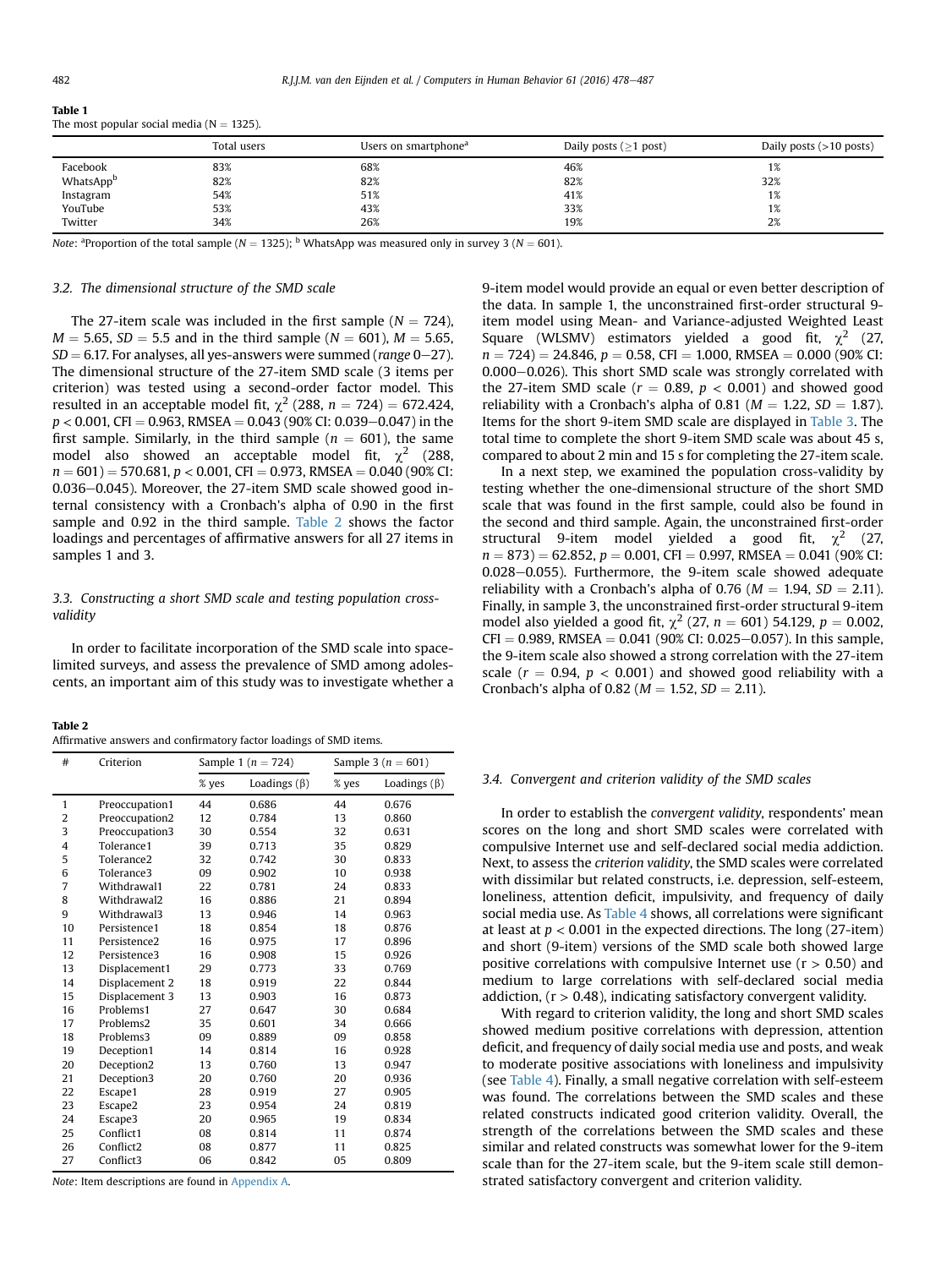**Table 1**
The most popular social media (N = 1325).

| | Total users | Users on smartphone[a] | Daily posts (≥1 post) | Daily posts (>10 posts) |
|---|---|---|---|---|
| Facebook | 83% | 68% | 46% | 1% |
| WhatsApp[b] | 82% | 82% | 82% | 32% |
| Instagram | 54% | 51% | 41% | 1% |
| YouTube | 53% | 43% | 33% | 1% |
| Twitter | 34% | 26% | 19% | 2% |

*Note*: [a]Proportion of the total sample (N = 1325); [b] WhatsApp was measured only in survey 3 (N = 601).

### 3.2. The dimensional structure of the SMD scale

The 27-item scale was included in the first sample (N = 724), M = 5.65, SD = 5.5 and in the third sample (N = 601), M = 5.65, SD = 6.17. For analyses, all yes-answers were summed (*range* 0–27). The dimensional structure of the 27-item SMD scale (3 items per criterion) was tested using a second-order factor model. This resulted in an acceptable model fit, $\chi^2$ (288, n = 724) = 672.424, $p < 0.001$, CFI = 0.963, RMSEA = 0.043 (90% CI: 0.039–0.047) in the first sample. Similarly, in the third sample (n = 601), the same model also showed an acceptable model fit, $\chi^2$ (288, n = 601) = 570.681, $p < 0.001$, CFI = 0.973, RMSEA = 0.040 (90% CI: 0.036–0.045). Moreover, the 27-item SMD scale showed good internal consistency with a Cronbach's alpha of 0.90 in the first sample and 0.92 in the third sample. Table 2 shows the factor loadings and percentages of affirmative answers for all 27 items in samples 1 and 3.

### 3.3. Constructing a short SMD scale and testing population cross-validity

In order to facilitate incorporation of the SMD scale into space-limited surveys, and assess the prevalence of SMD among adolescents, an important aim of this study was to investigate whether a 9-item model would provide an equal or even better description of the data. In sample 1, the unconstrained first-order structural 9-item model using Mean- and Variance-adjusted Weighted Least Square (WLSMV) estimators yielded a good fit, $\chi^2$ (27, n = 724) = 24.846, p = 0.58, CFI = 1.000, RMSEA = 0.000 (90% CI: 0.000–0.026). This short SMD scale was strongly correlated with the 27-item SMD scale (r = 0.89, $p < 0.001$) and showed good reliability with a Cronbach's alpha of 0.81 (M = 1.22, SD = 1.87). Items for the short 9-item SMD scale are displayed in Table 3. The total time to complete the short 9-item SMD scale was about 45 s, compared to about 2 min and 15 s for completing the 27-item scale.

In a next step, we examined the population cross-validity by testing whether the one-dimensional structure of the short SMD scale that was found in the first sample, could also be found in the second and third sample. Again, the unconstrained first-order structural 9-item model yielded a good fit, $\chi^2$ (27, n = 873) = 62.852, p = 0.001, CFI = 0.997, RMSEA = 0.041 (90% CI: 0.028–0.055). Furthermore, the 9-item scale showed adequate reliability with a Cronbach's alpha of 0.76 (M = 1.94, SD = 2.11). Finally, in sample 3, the unconstrained first-order structural 9-item model also yielded a good fit, $\chi^2$ (27, n = 601) 54.129, p = 0.002, CFI = 0.989, RMSEA = 0.041 (90% CI: 0.025–0.057). In this sample, the 9-item scale also showed a strong correlation with the 27-item scale (r = 0.94, $p < 0.001$) and showed good reliability with a Cronbach's alpha of 0.82 (M = 1.52, SD = 2.11).

**Table 2**
Affirmative answers and confirmatory factor loadings of SMD items.

| # | Criterion | Sample 1 (n = 724) | | Sample 3 (n = 601) | |
|---|---|---|---|---|---|
| | | % yes | Loadings (β) | % yes | Loadings (β) |
| 1 | Preoccupation1 | 44 | 0.686 | 44 | 0.676 |
| 2 | Preoccupation2 | 12 | 0.784 | 13 | 0.860 |
| 3 | Preoccupation3 | 30 | 0.554 | 32 | 0.631 |
| 4 | Tolerance1 | 39 | 0.713 | 35 | 0.829 |
| 5 | Tolerance2 | 32 | 0.742 | 30 | 0.833 |
| 6 | Tolerance3 | 09 | 0.902 | 10 | 0.938 |
| 7 | Withdrawal1 | 22 | 0.781 | 24 | 0.833 |
| 8 | Withdrawal2 | 16 | 0.886 | 21 | 0.894 |
| 9 | Withdrawal3 | 13 | 0.946 | 14 | 0.963 |
| 10 | Persistence1 | 18 | 0.854 | 18 | 0.876 |
| 11 | Persistence2 | 16 | 0.975 | 17 | 0.896 |
| 12 | Persistence3 | 16 | 0.908 | 15 | 0.926 |
| 13 | Displacement1 | 29 | 0.773 | 33 | 0.769 |
| 14 | Displacement 2 | 18 | 0.919 | 22 | 0.844 |
| 15 | Displacement 3 | 13 | 0.903 | 16 | 0.873 |
| 16 | Problems1 | 27 | 0.647 | 30 | 0.684 |
| 17 | Problems2 | 35 | 0.601 | 34 | 0.666 |
| 18 | Problems3 | 09 | 0.889 | 09 | 0.858 |
| 19 | Deception1 | 14 | 0.814 | 16 | 0.928 |
| 20 | Deception2 | 13 | 0.760 | 13 | 0.947 |
| 21 | Deception3 | 20 | 0.760 | 20 | 0.936 |
| 22 | Escape1 | 28 | 0.919 | 27 | 0.905 |
| 23 | Escape2 | 23 | 0.954 | 24 | 0.819 |
| 24 | Escape3 | 20 | 0.965 | 19 | 0.834 |
| 25 | Conflict1 | 08 | 0.814 | 11 | 0.874 |
| 26 | Conflict2 | 08 | 0.877 | 11 | 0.825 |
| 27 | Conflict3 | 06 | 0.842 | 05 | 0.809 |

*Note*: Item descriptions are found in Appendix A.

### 3.4. Convergent and criterion validity of the SMD scales

In order to establish the *convergent validity*, respondents' mean scores on the long and short SMD scales were correlated with compulsive Internet use and self-declared social media addiction. Next, to assess the *criterion validity*, the SMD scales were correlated with dissimilar but related constructs, i.e. depression, self-esteem, loneliness, attention deficit, impulsivity, and frequency of daily social media use. As Table 4 shows, all correlations were significant at least at $p < 0.001$ in the expected directions. The long (27-item) and short (9-item) versions of the SMD scale both showed large positive correlations with compulsive Internet use (r > 0.50) and medium to large correlations with self-declared social media addiction, (r > 0.48), indicating satisfactory convergent validity.

With regard to criterion validity, the long and short SMD scales showed medium positive correlations with depression, attention deficit, and frequency of daily social media use and posts, and weak to moderate positive associations with loneliness and impulsivity (see Table 4). Finally, a small negative correlation with self-esteem was found. The correlations between the SMD scales and these related constructs indicated good criterion validity. Overall, the strength of the correlations between the SMD scales and these similar and related constructs was somewhat lower for the 9-item scale than for the 27-item scale, but the 9-item scale still demonstrated satisfactory convergent and criterion validity.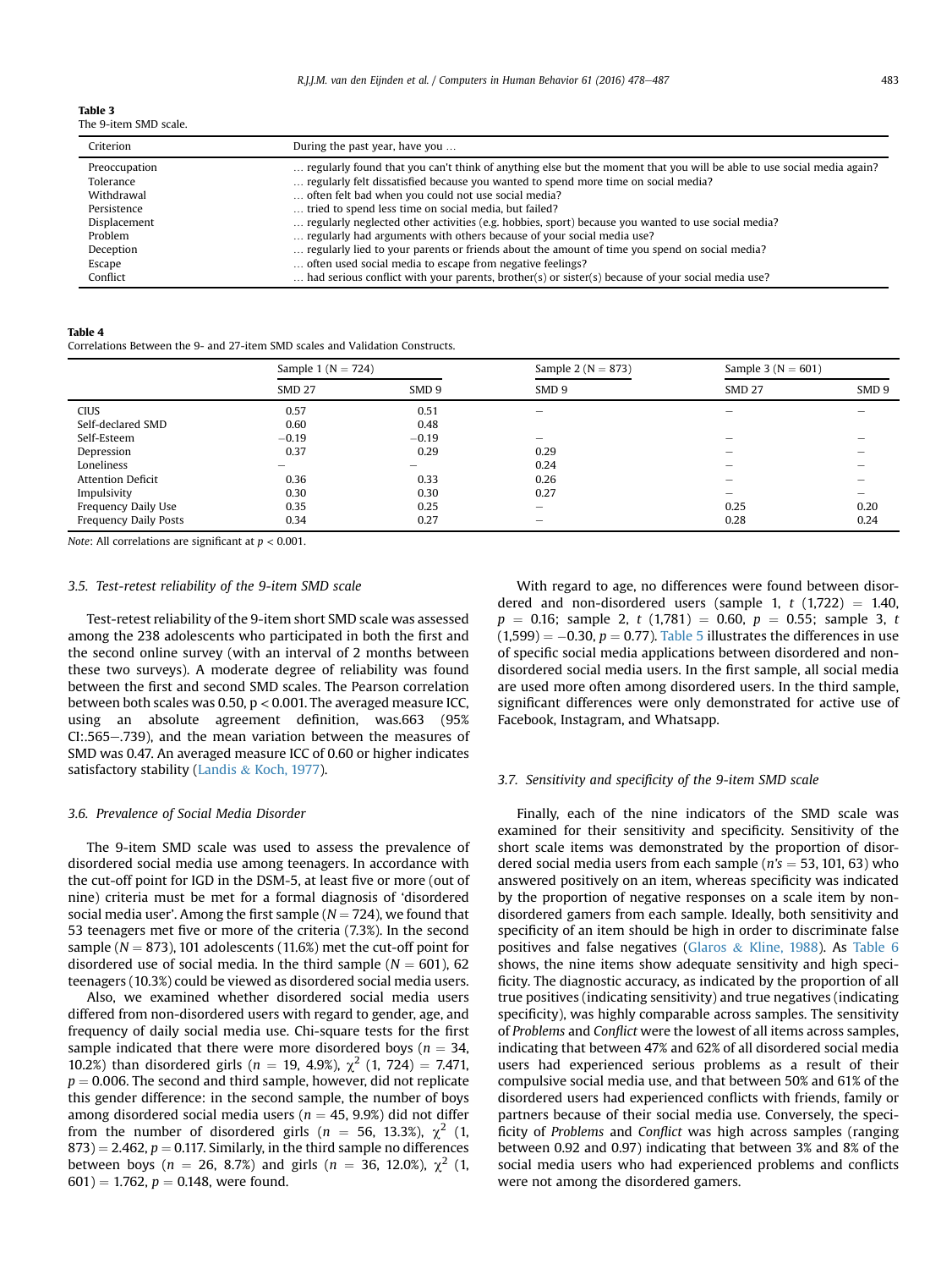**Table 3**
The 9-item SMD scale.

| Criterion | During the past year, have you … |
|---|---|
| Preoccupation | … regularly found that you can't think of anything else but the moment that you will be able to use social media again? |
| Tolerance | … regularly felt dissatisfied because you wanted to spend more time on social media? |
| Withdrawal | … often felt bad when you could not use social media? |
| Persistence | … tried to spend less time on social media, but failed? |
| Displacement | … regularly neglected other activities (e.g. hobbies, sport) because you wanted to use social media? |
| Problem | … regularly had arguments with others because of your social media use? |
| Deception | … regularly lied to your parents or friends about the amount of time you spend on social media? |
| Escape | … often used social media to escape from negative feelings? |
| Conflict | … had serious conflict with your parents, brother(s) or sister(s) because of your social media use? |

**Table 4**
Correlations Between the 9- and 27-item SMD scales and Validation Constructs.

| | Sample 1 (N = 724) | | Sample 2 (N = 873) | Sample 3 (N = 601) | |
|---|---|---|---|---|---|
| | SMD 27 | SMD 9 | SMD 9 | SMD 27 | SMD 9 |
| CIUS | 0.57 | 0.51 | – | – | – |
| Self-declared SMD | 0.60 | 0.48 | | | |
| Self-Esteem | −0.19 | −0.19 | – | – | – |
| Depression | 0.37 | 0.29 | 0.29 | – | – |
| Loneliness | – | – | 0.24 | – | – |
| Attention Deficit | 0.36 | 0.33 | 0.26 | – | – |
| Impulsivity | 0.30 | 0.30 | 0.27 | – | – |
| Frequency Daily Use | 0.35 | 0.25 | – | 0.25 | 0.20 |
| Frequency Daily Posts | 0.34 | 0.27 | – | 0.28 | 0.24 |

*Note*: All correlations are significant at $p < 0.001$.

### 3.5. Test-retest reliability of the 9-item SMD scale

Test-retest reliability of the 9-item short SMD scale was assessed among the 238 adolescents who participated in both the first and the second online survey (with an interval of 2 months between these two surveys). A moderate degree of reliability was found between the first and second SMD scales. The Pearson correlation between both scales was 0.50, $p < 0.001$. The averaged measure ICC, using an absolute agreement definition, was.663 (95% CI:.565–.739), and the mean variation between the measures of SMD was 0.47. An averaged measure ICC of 0.60 or higher indicates satisfactory stability (Landis & Koch, 1977).

### 3.6. Prevalence of Social Media Disorder

The 9-item SMD scale was used to assess the prevalence of disordered social media use among teenagers. In accordance with the cut-off point for IGD in the DSM-5, at least five or more (out of nine) criteria must be met for a formal diagnosis of 'disordered social media user'. Among the first sample ($N = 724$), we found that 53 teenagers met five or more of the criteria (7.3%). In the second sample ($N = 873$), 101 adolescents (11.6%) met the cut-off point for disordered use of social media. In the third sample ($N = 601$), 62 teenagers (10.3%) could be viewed as disordered social media users.

Also, we examined whether disordered social media users differed from non-disordered users with regard to gender, age, and frequency of daily social media use. Chi-square tests for the first sample indicated that there were more disordered boys ($n = 34$, 10.2%) than disordered girls ($n = 19$, 4.9%), $\chi^2$ (1, 724) = 7.471, $p = 0.006$. The second and third sample, however, did not replicate this gender difference: in the second sample, the number of boys among disordered social media users ($n = 45$, 9.9%) did not differ from the number of disordered girls ($n = 56$, 13.3%), $\chi^2$ (1, 873) = 2.462, $p = 0.117$. Similarly, in the third sample no differences between boys ($n = 26$, 8.7%) and girls ($n = 36$, 12.0%), $\chi^2$ (1, 601) = 1.762, $p = 0.148$, were found.

With regard to age, no differences were found between disordered and non-disordered users (sample 1, $t$ (1,722) = 1.40, $p = 0.16$; sample 2, $t$ (1,781) = 0.60, $p = 0.55$; sample 3, $t$ (1,599) = −0.30, $p = 0.77$). Table 5 illustrates the differences in use of specific social media applications between disordered and non-disordered social media users. In the first sample, all social media are used more often among disordered users. In the third sample, significant differences were only demonstrated for active use of Facebook, Instagram, and Whatsapp.

### 3.7. Sensitivity and specificity of the 9-item SMD scale

Finally, each of the nine indicators of the SMD scale was examined for their sensitivity and specificity. Sensitivity of the short scale items was demonstrated by the proportion of disordered social media users from each sample (*n's* = 53, 101, 63) who answered positively on an item, whereas specificity was indicated by the proportion of negative responses on a scale item by non-disordered gamers from each sample. Ideally, both sensitivity and specificity of an item should be high in order to discriminate false positives and false negatives (Glaros & Kline, 1988). As Table 6 shows, the nine items show adequate sensitivity and high specificity. The diagnostic accuracy, as indicated by the proportion of all true positives (indicating sensitivity) and true negatives (indicating specificity), was highly comparable across samples. The sensitivity of *Problems* and *Conflict* were the lowest of all items across samples, indicating that between 47% and 62% of all disordered social media users had experienced serious problems as a result of their compulsive social media use, and that between 50% and 61% of the disordered users had experienced conflicts with friends, family or partners because of their social media use. Conversely, the specificity of *Problems* and *Conflict* was high across samples (ranging between 0.92 and 0.97) indicating that between 3% and 8% of the social media users who had experienced problems and conflicts were not among the disordered gamers.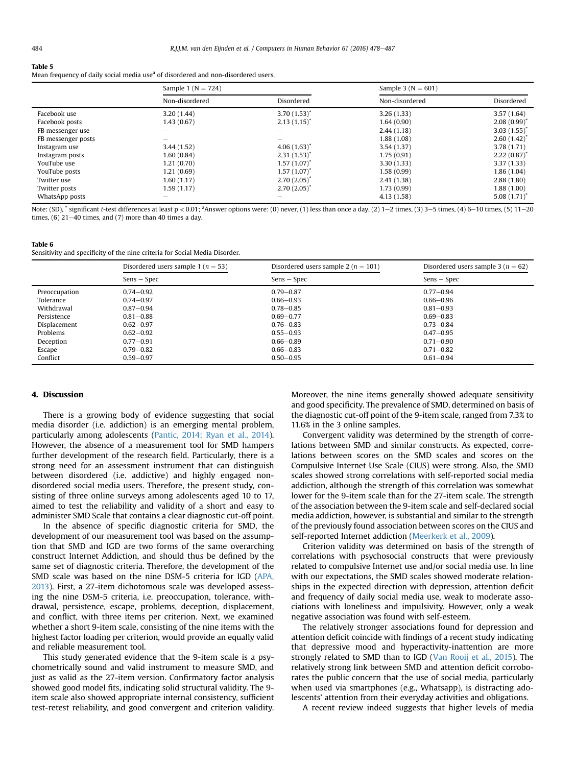**Table 5**
Mean frequency of daily social media use[a] of disordered and non-disordered users.

| | Sample 1 (N = 724) | | Sample 3 (N = 601) | |
|---|---|---|---|---|
| | Non-disordered | Disordered | Non-disordered | Disordered |
| Facebook use | 3.20 (1.44) | 3.70 (1.53)* | 3.26 (1.33) | 3.57 (1.64) |
| Facebook posts | 1.43 (0.67) | 2.13 (1.15)* | 1.64 (0.90) | 2.08 (0.99)* |
| FB messenger use | – | – | 2.44 (1.18) | 3.03 (1.55)* |
| FB messenger posts | – | – | 1.88 (1.08) | 2.60 (1.42)* |
| Instagram use | 3.44 (1.52) | 4.06 (1.63)* | 3.54 (1.37) | 3.78 (1.71) |
| Instagram posts | 1.60 (0.84) | 2.31 (1.53)* | 1.75 (0.91) | 2.22 (0.87)* |
| YouTube use | 1.21 (0.70) | 1.57 (1.07)* | 3.30 (1.33) | 3.37 (1.33) |
| YouTube posts | 1.21 (0.69) | 1.57 (1.07)* | 1.58 (0.99) | 1.86 (1.04) |
| Twitter use | 1.60 (1.17) | 2.70 (2.05)* | 2.41 (1.38) | 2.88 (1,80) |
| Twitter posts | 1.59 (1.17) | 2.70 (2.05)* | 1.73 (0.99) | 1.88 (1.00) |
| WhatsApp posts | – | – | 4.13 (1.58) | 5.08 (1.71)* |

Note: (SD), * significant *t*-test differences at least $p < 0.01$; [a]Answer options were: (0) never, (1) less than once a day, (2) 1–2 times, (3) 3–5 times, (4) 6–10 times, (5) 11–20 times, (6) 21–40 times, and (7) more than 40 times a day.

**Table 6**
Sensitivity and specificity of the nine criteria for Social Media Disorder.

| | Disordered users sample 1 ($n = 53$) | Disordered users sample 2 ($n = 101$) | Disordered users sample 3 ($n = 62$) |
|---|---|---|---|
| | Sens – Spec | Sens – Spec | Sens – Spec |
| Preoccupation | 0.74–0.92 | 0.79–0.87 | 0.77–0.94 |
| Tolerance | 0.74–0.97 | 0.66–0.93 | 0.66–0.96 |
| Withdrawal | 0.87–0.94 | 0.78–0.85 | 0.81–0.93 |
| Persistence | 0.81–0.88 | 0.69–0.77 | 0.69–0.83 |
| Displacement | 0.62–0.97 | 0.76–0.83 | 0.73–0.84 |
| Problems | 0.62–0.92 | 0.55–0.93 | 0.47–0.95 |
| Deception | 0.77–0.91 | 0.66–0.89 | 0.71–0.90 |
| Escape | 0.79–0.82 | 0.66–0.83 | 0.71–0.82 |
| Conflict | 0.59–0.97 | 0.50–0.95 | 0.61–0.94 |

## 4. Discussion

There is a growing body of evidence suggesting that social media disorder (i.e. addiction) is an emerging mental problem, particularly among adolescents (Pantic, 2014; Ryan et al., 2014). However, the absence of a measurement tool for SMD hampers further development of the research field. Particularly, there is a strong need for an assessment instrument that can distinguish between disordered (i.e. addictive) and highly engaged non-disordered social media users. Therefore, the present study, consisting of three online surveys among adolescents aged 10 to 17, aimed to test the reliability and validity of a short and easy to administer SMD Scale that contains a clear diagnostic cut-off point.

In the absence of specific diagnostic criteria for SMD, the development of our measurement tool was based on the assumption that SMD and IGD are two forms of the same overarching construct Internet Addiction, and should thus be defined by the same set of diagnostic criteria. Therefore, the development of the SMD scale was based on the nine DSM-5 criteria for IGD (APA, 2013). First, a 27-item dichotomous scale was developed assessing the nine DSM-5 criteria, i.e. preoccupation, tolerance, withdrawal, persistence, escape, problems, deception, displacement, and conflict, with three items per criterion. Next, we examined whether a short 9-item scale, consisting of the nine items with the highest factor loading per criterion, would provide an equally valid and reliable measurement tool.

This study generated evidence that the 9-item scale is a psychometrically sound and valid instrument to measure SMD, and just as valid as the 27-item version. Confirmatory factor analysis showed good model fits, indicating solid structural validity. The 9-item scale also showed appropriate internal consistency, sufficient test-retest reliability, and good convergent and criterion validity. Moreover, the nine items generally showed adequate sensitivity and good specificity. The prevalence of SMD, determined on basis of the diagnostic cut-off point of the 9-item scale, ranged from 7.3% to 11.6% in the 3 online samples.

Convergent validity was determined by the strength of correlations between SMD and similar constructs. As expected, correlations between scores on the SMD scales and scores on the Compulsive Internet Use Scale (CIUS) were strong. Also, the SMD scales showed strong correlations with self-reported social media addiction, although the strength of this correlation was somewhat lower for the 9-item scale than for the 27-item scale. The strength of the association between the 9-item scale and self-declared social media addiction, however, is substantial and similar to the strength of the previously found association between scores on the CIUS and self-reported Internet addiction (Meerkerk et al., 2009).

Criterion validity was determined on basis of the strength of correlations with psychosocial constructs that were previously related to compulsive Internet use and/or social media use. In line with our expectations, the SMD scales showed moderate relationships in the expected direction with depression, attention deficit and frequency of daily social media use, weak to moderate associations with loneliness and impulsivity. However, only a weak negative association was found with self-esteem.

The relatively stronger associations found for depression and attention deficit coincide with findings of a recent study indicating that depressive mood and hyperactivity-inattention are more strongly related to SMD than to IGD (Van Rooij et al., 2015). The relatively strong link between SMD and attention deficit corroborates the public concern that the use of social media, particularly when used via smartphones (e.g., Whatsapp), is distracting adolescents' attention from their everyday activities and obligations.

A recent review indeed suggests that higher levels of media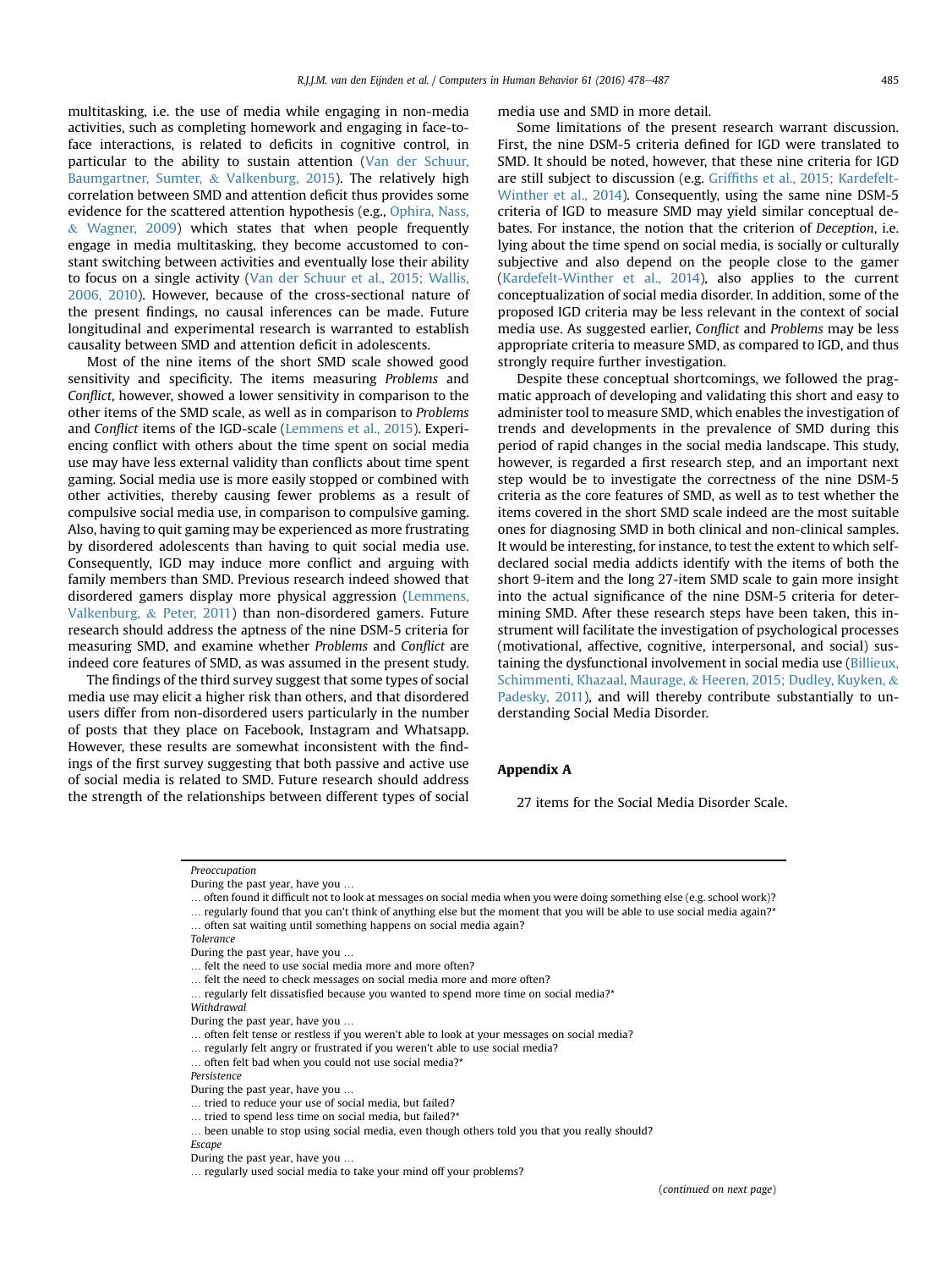multitasking, i.e. the use of media while engaging in non-media activities, such as completing homework and engaging in face-to-face interactions, is related to deficits in cognitive control, in particular to the ability to sustain attention (Van der Schuur, Baumgartner, Sumter, & Valkenburg, 2015). The relatively high correlation between SMD and attention deficit thus provides some evidence for the scattered attention hypothesis (e.g., Ophira, Nass, & Wagner, 2009) which states that when people frequently engage in media multitasking, they become accustomed to constant switching between activities and eventually lose their ability to focus on a single activity (Van der Schuur et al., 2015; Wallis, 2006, 2010). However, because of the cross-sectional nature of the present findings, no causal inferences can be made. Future longitudinal and experimental research is warranted to establish causality between SMD and attention deficit in adolescents.

Most of the nine items of the short SMD scale showed good sensitivity and specificity. The items measuring *Problems* and *Conflict*, however, showed a lower sensitivity in comparison to the other items of the SMD scale, as well as in comparison to *Problems* and *Conflict* items of the IGD-scale (Lemmens et al., 2015). Experiencing conflict with others about the time spent on social media use may have less external validity than conflicts about time spent gaming. Social media use is more easily stopped or combined with other activities, thereby causing fewer problems as a result of compulsive social media use, in comparison to compulsive gaming. Also, having to quit gaming may be experienced as more frustrating by disordered adolescents than having to quit social media use. Consequently, IGD may induce more conflict and arguing with family members than SMD. Previous research indeed showed that disordered gamers display more physical aggression (Lemmens, Valkenburg, & Peter, 2011) than non-disordered gamers. Future research should address the aptness of the nine DSM-5 criteria for measuring SMD, and examine whether *Problems* and *Conflict* are indeed core features of SMD, as was assumed in the present study.

The findings of the third survey suggest that some types of social media use may elicit a higher risk than others, and that disordered users differ from non-disordered users particularly in the number of posts that they place on Facebook, Instagram and Whatsapp. However, these results are somewhat inconsistent with the findings of the first survey suggesting that both passive and active use of social media is related to SMD. Future research should address the strength of the relationships between different types of social media use and SMD in more detail.

Some limitations of the present research warrant discussion. First, the nine DSM-5 criteria defined for IGD were translated to SMD. It should be noted, however, that these nine criteria for IGD are still subject to discussion (e.g. Griffiths et al., 2015; Kardefelt-Winther et al., 2014). Consequently, using the same nine DSM-5 criteria of IGD to measure SMD may yield similar conceptual debates. For instance, the notion that the criterion of *Deception*, i.e. lying about the time spend on social media, is socially or culturally subjective and also depend on the people close to the gamer (Kardefelt-Winther et al., 2014), also applies to the current conceptualization of social media disorder. In addition, some of the proposed IGD criteria may be less relevant in the context of social media use. As suggested earlier, *Conflict* and *Problems* may be less appropriate criteria to measure SMD, as compared to IGD, and thus strongly require further investigation.

Despite these conceptual shortcomings, we followed the pragmatic approach of developing and validating this short and easy to administer tool to measure SMD, which enables the investigation of trends and developments in the prevalence of SMD during this period of rapid changes in the social media landscape. This study, however, is regarded a first research step, and an important next step would be to investigate the correctness of the nine DSM-5 criteria as the core features of SMD, as well as to test whether the items covered in the short SMD scale indeed are the most suitable ones for diagnosing SMD in both clinical and non-clinical samples. It would be interesting, for instance, to test the extent to which self-declared social media addicts identify with the items of both the short 9-item and the long 27-item SMD scale to gain more insight into the actual significance of the nine DSM-5 criteria for determining SMD. After these research steps have been taken, this instrument will facilitate the investigation of psychological processes (motivational, affective, cognitive, interpersonal, and social) sustaining the dysfunctional involvement in social media use (Billieux, Schimmenti, Khazaal, Maurage, & Heeren, 2015; Dudley, Kuyken, & Padesky, 2011), and will thereby contribute substantially to understanding Social Media Disorder.

## Appendix A

27 items for the Social Media Disorder Scale.

*Preoccupation*

During the past year, have you …

… often found it difficult not to look at messages on social media when you were doing something else (e.g. school work)?

… regularly found that you can't think of anything else but the moment that you will be able to use social media again?*

… often sat waiting until something happens on social media again?

*Tolerance*

During the past year, have you …

… felt the need to use social media more and more often?

… felt the need to check messages on social media more and more often?

… regularly felt dissatisfied because you wanted to spend more time on social media?*

*Withdrawal*

During the past year, have you …

… often felt tense or restless if you weren't able to look at your messages on social media?

… regularly felt angry or frustrated if you weren't able to use social media?

… often felt bad when you could not use social media?*

*Persistence*

During the past year, have you …

… tried to reduce your use of social media, but failed?

… tried to spend less time on social media, but failed?*

… been unable to stop using social media, even though others told you that you really should?

*Escape*

During the past year, have you …

… regularly used social media to take your mind off your problems?

(*continued on next page*)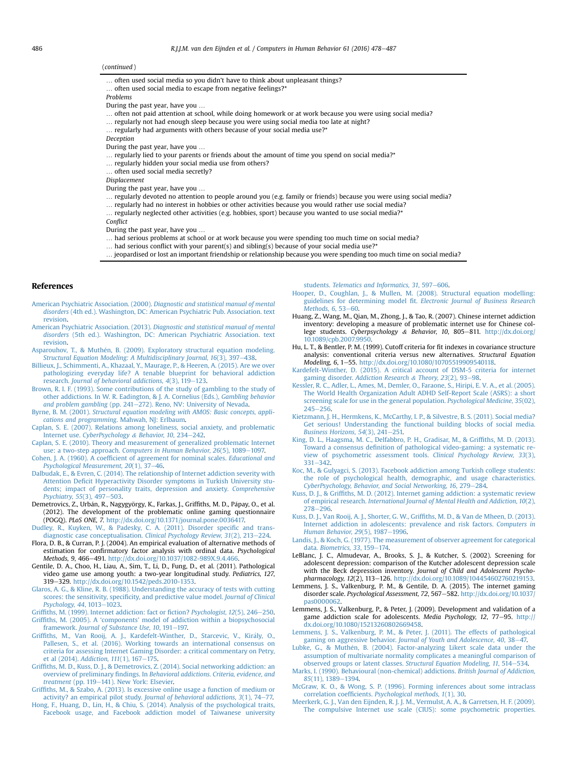(*continued*)

… often used social media so you didn't have to think about unpleasant things?
… often used social media to escape from negative feelings?*

*Problems*

During the past year, have you …
… often not paid attention at school, while doing homework or at work because you were using social media?
… regularly not had enough sleep because you were using social media too late at night?
… regularly had arguments with others because of your social media use?*

*Deception*

During the past year, have you …
… regularly lied to your parents or friends about the amount of time you spend on social media?*
… regularly hidden your social media use from others?
… often used social media secretly?

*Displacement*

During the past year, have you …
… regularly devoted no attention to people around you (e.g. family or friends) because you were using social media?
… regularly had no interest in hobbies or other activities because you would rather use social media?
… regularly neglected other activities (e.g. hobbies, sport) because you wanted to use social media?*

*Conflict*

During the past year, have you …
… had serious problems at school or at work because you were spending too much time on social media?
… had serious conflict with your parent(s) and sibling(s) because of your social media use?*
… jeopardised or lost an important friendship or relationship because you were spending too much time on social media?

## References

American Psychiatric Association. (2000). *Diagnostic and statistical manual of mental disorders* (4th ed.). Washington, DC: American Psychiatric Pub. Association. text revision.

American Psychiatric Association. (2013). *Diagnostic and statistical manual of mental disorders* (5th ed.). Washington, DC: American Psychiatric Association. text revision.

Asparouhov, T., & Muthén, B. (2009). Exploratory structural equation modeling. *Structural Equation Modeling: A Multidisciplinary Journal, 16*(3), 397–438.

Billieux, J., Schimmenti, A., Khazaal, Y., Maurage, P., & Heeren, A. (2015). Are we over pathologizing everyday life? A tenable blueprint for behavioral addiction research. *Journal of behavioral addictions, 4*(3), 119–123.

Brown, R. I. F. (1993). Some contributions of the study of gambling to the study of other addictions. In W. R. Eadington, & J. A. Cornelius (Eds.), *Gambling behavior and problem gambling* (pp. 241–272). Reno, NV: University of Nevada.

Byrne, B. M. (2001). *Structural equation modeling with AMOS: Basic concepts, applications and programming*. Mahwah, NJ: Erlbaum.

Caplan, S. E. (2007). Relations among loneliness, social anxiety, and problematic Internet use. *CyberPsychology & Behavior, 10*, 234–242.

Caplan, S. E. (2010). Theory and measurement of generalized problematic Internet use: a two-step approach. *Computers in Human Behavior, 26*(5), 1089–1097.

Cohen, J. A. (1960). A coefficient of agreement for nominal scales. *Educational and Psychological Measurement, 20*(1), 37–46.

Dalbudak, E., & Evren, C. (2014). The relationship of Internet addiction severity with Attention Deficit Hyperactivity Disorder symptoms in Turkish University students; impact of personality traits, depression and anxiety. *Comprehensive Psychiatry, 55*(3), 497–503.

Demetrovics, Z., Urbán, R., Nagygyörgy, K., Farkas, J., Griffiths, M. D., Pápay, O., et al. (2012). The development of the problematic online gaming questionnaire (POGQ). *PLoS ONE, 7*. http://dx.doi.org/10.1371/journal.pone.0036417.

Dudley, R., Kuyken, W., & Padesky, C. A. (2011). Disorder specific and trans-diagnostic case conceptualisation. *Clinical Psychology Review, 31*(2), 213–224.

Flora, D. B., & Curran, P. J. (2004). An empirical evaluation of alternative methods of estimation for confirmatory factor analysis with ordinal data. *Psychological Methods, 9*, 466–491. http://dx.doi.org/10.1037/1082-989X.9.4.466.

Gentile, D. A., Choo, H., Liau, A., Sim, T., Li, D., Fung, D., et al. (2011). Pathological video game use among youth: a two-year longitudinal study. *Pediatrics, 127*, 319–329. http://dx.doi.org/10.1542/peds.2010-1353.

Glaros, A. G., & Kline, R. B. (1988). Understanding the accuracy of tests with cutting scores: the sensitivity, specificity, and predictive value model. *Journal of Clinical Psychology, 44*, 1013–1023.

Griffiths, M. (1999). Internet addiction: fact or fiction? *Psychologist, 12*(5), 246–250.

Griffiths, M. (2005). A 'components' model of addiction within a biopsychosocial framework. *Journal of Substance Use, 10*, 191–197.

Griffiths, M., Van Rooij, A. J., Kardefelt-Winther, D., Starcevic, V., Király, O., Pallesen, S., et al. (2016). Working towards an international consensus on criteria for assessing Internet Gaming Disorder: a critical commentary on Petry, et al (2014). *Addiction, 111*(1), 167–175.

Griffiths, M. D., Kuss, D. J., & Demetrovics, Z. (2014). Social networking addiction: an overview of preliminary findings. In *Behavioral addictions. Criteria, evidence, and treatment* (pp. 119–141). New York: Elsevier.

Griffiths, M., & Szabo, A. (2013). Is excessive online usage a function of medium or activity? an empirical pilot study. *Journal of behavioral addictions, 3*(1), 74–77.

Hong, F., Huang, D., Lin, H., & Chiu, S. (2014). Analysis of the psychological traits, Facebook usage, and Facebook addiction model of Taiwanese university students. *Telematics and Informatics, 31*, 597–606.

Hooper, D., Coughlan, J., & Mullen, M. (2008). Structural equation modelling: guidelines for determining model fit. *Electronic Journal of Business Research Methods, 6*, 53–60.

Huang, Z., Wang, M., Qian, M., Zhong, J., & Tao, R. (2007). Chinese internet addiction inventory: developing a measure of problematic internet use for Chinese college students. *Cyberpsychology & Behavior, 10*, 805–811. http://dx.doi.org/10.1089/cpb.2007.9950.

Hu, L. T., & Bentler, P. M. (1999). Cutoff criteria for fit indexes in covariance structure analysis: conventional criteria versus new alternatives. *Structural Equation Modeling, 6*, 1–55. http://dx.doi.org/10.1080/10705519909540118.

Kardefelt-Winther, D. (2015). A critical account of DSM-5 criteria for internet gaming disorder. *Addiction Research & Theory, 23*(2), 93–98.

Kessler, R. C., Adler, L., Ames, M., Demler, O., Faraone, S., Hiripi, E. V. A., et al. (2005). The World Health Organization Adult ADHD Self-Report Scale (ASRS): a short screening scale for use in the general population. *Psychological Medicine, 35*(02), 245–256.

Kietzmann, J. H., Hermkens, K., McCarthy, I. P., & Silvestre, B. S. (2011). Social media? Get serious! Understanding the functional building blocks of social media. *Business Horizons, 54*(3), 241–251.

King, D. L., Haagsma, M. C., Delfabbro, P. H., Gradisar, M., & Griffiths, M. D. (2013). Toward a consensus definition of pathological video-gaming: a systematic review of psychometric assessment tools. *Clinical Psychology Review, 33*(3), 331–342.

Koc, M., & Gulyagci, S. (2013). Facebook addiction among Turkish college students: the role of psychological health, demographic, and usage characteristics. *CyberPsychology, Behavior, and Social Networking, 16*, 279–284.

Kuss, D. J., & Griffiths, M. D. (2012). Internet gaming addiction: a systematic review of empirical research. *International Journal of Mental Health and Addiction, 10*(2), 278–296.

Kuss, D. J., Van Rooij, A. J., Shorter, G. W., Griffiths, M. D., & Van de Mheen, D. (2013). Internet addiction in adolescents: prevalence and risk factors. *Computers in Human Behavior, 29*(5), 1987–1996.

Landis, J., & Koch, G. (1977). The measurement of observer agreement for categorical data. *Biometrics, 33*, 159–174.

LeBlanc, J. C., Almudevar, A., Brooks, S. J., & Kutcher, S. (2002). Screening for adolescent depression: comparison of the Kutcher adolescent depression scale with the Beck depression inventory. *Journal of Child and Adolescent Psychopharmacology, 12*(2), 113–126. http://dx.doi.org/10.1089/104454602760219153.

Lemmens, J. S., Valkenburg, P. M., & Gentile, D. A. (2015). The internet gaming disorder scale. *Psychological Assessment, 72*, 567–582. http://dx.doi.org/10.1037/pas0000062.

Lemmens, J. S., Valkenburg, P., & Peter, J. (2009). Development and validation of a game addiction scale for adolescents. *Media Psychology, 12*, 77–95. http://dx.doi.org/10.1080/15213260802669458.

Lemmens, J. S., Valkenburg, P. M., & Peter, J. (2011). The effects of pathological gaming on aggressive behavior. *Journal of Youth and Adolescence, 40*, 38–47.

Lubke, G., & Muthén, B. (2004). Factor-analyzing Likert scale data under the assumption of multivariate normality complicates a meaningful comparison of observed groups or latent classes. *Structural Equation Modeling, 11*, 514–534.

Marks, I. (1990). Behavioural (non-chemical) addictions. *British Journal of Addiction, 85*(11), 1389–1394.

McGraw, K. O., & Wong, S. P. (1996). Forming inferences about some intraclass correlation coefficients. *Psychological methods, 1*(1), 30.

Meerkerk, G. J., Van den Eijnden, R. J. J. M., Vermulst, A. A., & Garretsen, H. F. (2009). The compulsive Internet use scale (CIUS): some psychometric properties.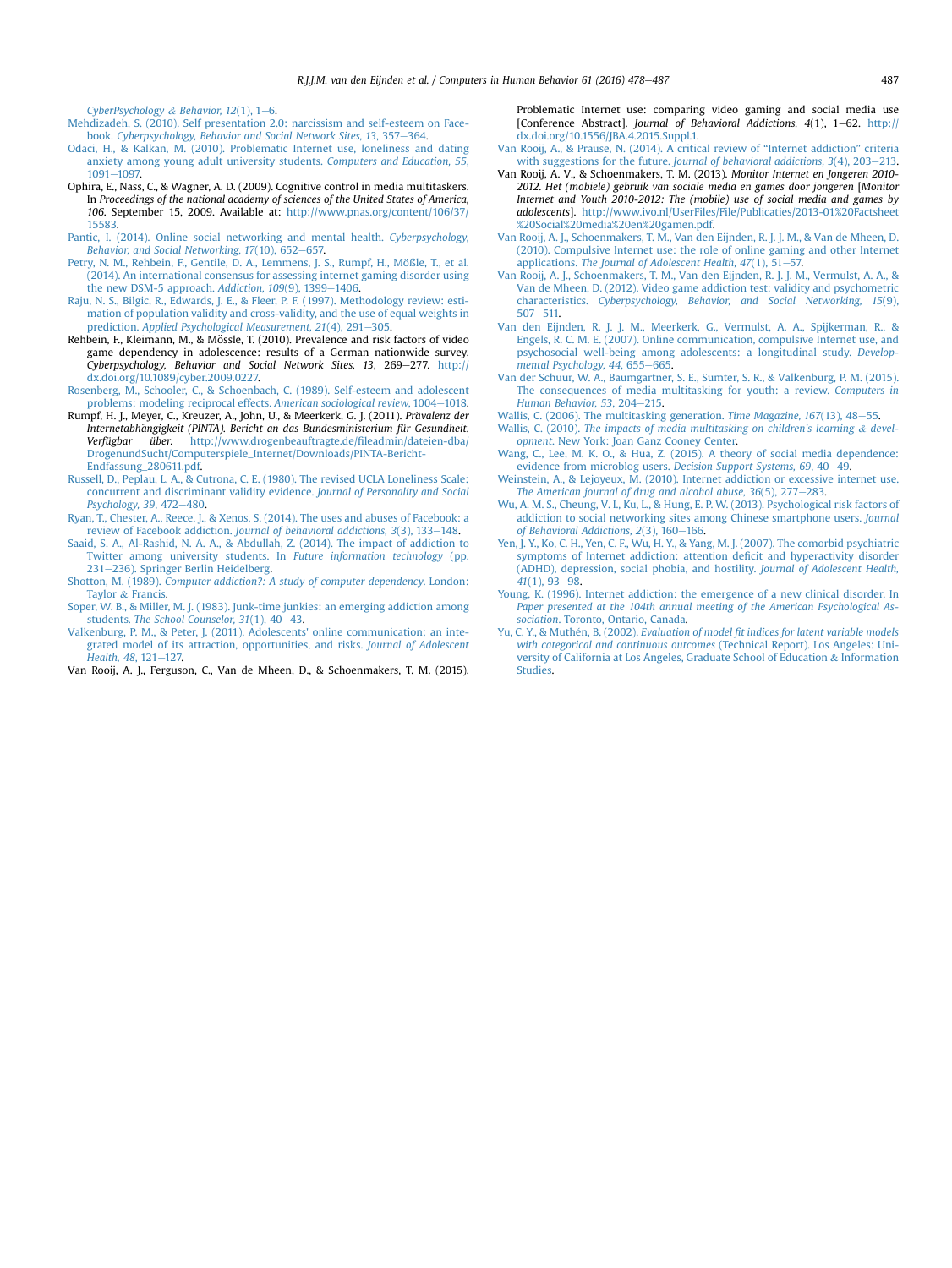CyberPsychology & Behavior, 12(1), 1–6.

Mehdizadeh, S. (2010). Self presentation 2.0: narcissism and self-esteem on Facebook. *Cyberpsychology, Behavior and Social Network Sites, 13*, 357–364.

Odaci, H., & Kalkan, M. (2010). Problematic Internet use, loneliness and dating anxiety among young adult university students. *Computers and Education, 55*, 1091–1097.

Ophira, E., Nass, C., & Wagner, A. D. (2009). Cognitive control in media multitaskers. In *Proceedings of the national academy of sciences of the United States of America, 106*. September 15, 2009. Available at: http://www.pnas.org/content/106/37/15583.

Pantic, I. (2014). Online social networking and mental health. *Cyberpsychology, Behavior, and Social Networking, 17*(10), 652–657.

Petry, N. M., Rehbein, F., Gentile, D. A., Lemmens, J. S., Rumpf, H., Mößle, T., et al. (2014). An international consensus for assessing internet gaming disorder using the new DSM-5 approach. *Addiction, 109*(9), 1399–1406.

Raju, N. S., Bilgic, R., Edwards, J. E., & Fleer, P. F. (1997). Methodology review: estimation of population validity and cross-validity, and the use of equal weights in prediction. *Applied Psychological Measurement, 21*(4), 291–305.

Rehbein, F., Kleimann, M., & Mössle, T. (2010). Prevalence and risk factors of video game dependency in adolescence: results of a German nationwide survey. *Cyberpsychology, Behavior and Social Network Sites, 13*, 269–277. http://dx.doi.org/10.1089/cyber.2009.0227.

Rosenberg, M., Schooler, C., & Schoenbach, C. (1989). Self-esteem and adolescent problems: modeling reciprocal effects. *American sociological review*, 1004–1018.

Rumpf, H. J., Meyer, C., Kreuzer, A., John, U., & Meerkerk, G. J. (2011). *Prävalenz der Internetabhängigkeit (PINTA). Bericht an das Bundesministerium für Gesundheit. Verfügbar über*. http://www.drogenbeauftragte.de/fileadmin/dateien-dba/DrogenundSucht/Computerspiele_Internet/Downloads/PINTA-Bericht-Endfassung_280611.pdf.

Russell, D., Peplau, L. A., & Cutrona, C. E. (1980). The revised UCLA Loneliness Scale: concurrent and discriminant validity evidence. *Journal of Personality and Social Psychology, 39*, 472–480.

Ryan, T., Chester, A., Reece, J., & Xenos, S. (2014). The uses and abuses of Facebook: a review of Facebook addiction. *Journal of behavioral addictions, 3*(3), 133–148.

Saaid, S. A., Al-Rashid, N. A. A., & Abdullah, Z. (2014). The impact of addiction to Twitter among university students. In *Future information technology* (pp. 231–236). Springer Berlin Heidelberg.

Shotton, M. (1989). *Computer addiction?: A study of computer dependency*. London: Taylor & Francis.

Soper, W. B., & Miller, M. J. (1983). Junk-time junkies: an emerging addiction among students. *The School Counselor, 31*(1), 40–43.

Valkenburg, P. M., & Peter, J. (2011). Adolescents' online communication: an integrated model of its attraction, opportunities, and risks. *Journal of Adolescent Health, 48*, 121–127.

Van Rooij, A. J., Ferguson, C., Van de Mheen, D., & Schoenmakers, T. M. (2015). Problematic Internet use: comparing video gaming and social media use [Conference Abstract]. *Journal of Behavioral Addictions, 4*(1), 1–62. http://dx.doi.org/10.1556/JBA.4.2015.Suppl.1.

Van Rooij, A., & Prause, N. (2014). A critical review of "Internet addiction" criteria with suggestions for the future. *Journal of behavioral addictions, 3*(4), 203–213.

Van Rooij, A. V., & Schoenmakers, T. M. (2013). *Monitor Internet en Jongeren 2010-2012. Het (mobiele) gebruik van sociale media en games door jongeren* [*Monitor Internet and Youth 2010-2012: The (mobile) use of social media and games by adolescents*]. http://www.ivo.nl/UserFiles/File/Publicaties/2013-01%20Factsheet%20Social%20media%20en%20gamen.pdf.

Van Rooij, A. J., Schoenmakers, T. M., Van den Eijnden, R. J. J. M., & Van de Mheen, D. (2010). Compulsive Internet use: the role of online gaming and other Internet applications. *The Journal of Adolescent Health, 47*(1), 51–57.

Van Rooij, A. J., Schoenmakers, T. M., Van den Eijnden, R. J. J. M., Vermulst, A. A., & Van de Mheen, D. (2012). Video game addiction test: validity and psychometric characteristics. *Cyberpsychology, Behavior, and Social Networking, 15*(9), 507–511.

Van den Eijnden, R. J. J. M., Meerkerk, G., Vermulst, A. A., Spijkerman, R., & Engels, R. C. M. E. (2007). Online communication, compulsive Internet use, and psychosocial well-being among adolescents: a longitudinal study. *Developmental Psychology, 44*, 655–665.

Van der Schuur, W. A., Baumgartner, S. E., Sumter, S. R., & Valkenburg, P. M. (2015). The consequences of media multitasking for youth: a review. *Computers in Human Behavior, 53*, 204–215.

Wallis, C. (2006). The multitasking generation. *Time Magazine, 167*(13), 48–55.

Wallis, C. (2010). *The impacts of media multitasking on children's learning & development*. New York: Joan Ganz Cooney Center.

Wang, C., Lee, M. K. O., & Hua, Z. (2015). A theory of social media dependence: evidence from microblog users. *Decision Support Systems, 69*, 40–49.

Weinstein, A., & Lejoyeux, M. (2010). Internet addiction or excessive internet use. *The American journal of drug and alcohol abuse, 36*(5), 277–283.

Wu, A. M. S., Cheung, V. I., Ku, L., & Hung, E. P. W. (2013). Psychological risk factors of addiction to social networking sites among Chinese smartphone users. *Journal of Behavioral Addictions, 2*(3), 160–166.

Yen, J. Y., Ko, C. H., Yen, C. F., Wu, H. Y., & Yang, M. J. (2007). The comorbid psychiatric symptoms of Internet addiction: attention deficit and hyperactivity disorder (ADHD), depression, social phobia, and hostility. *Journal of Adolescent Health, 41*(1), 93–98.

Young, K. (1996). Internet addiction: the emergence of a new clinical disorder. In *Paper presented at the 104th annual meeting of the American Psychological Association*. Toronto, Ontario, Canada.

Yu, C. Y., & Muthén, B. (2002). *Evaluation of model fit indices for latent variable models with categorical and continuous outcomes* (Technical Report). Los Angeles: University of California at Los Angeles, Graduate School of Education & Information Studies.